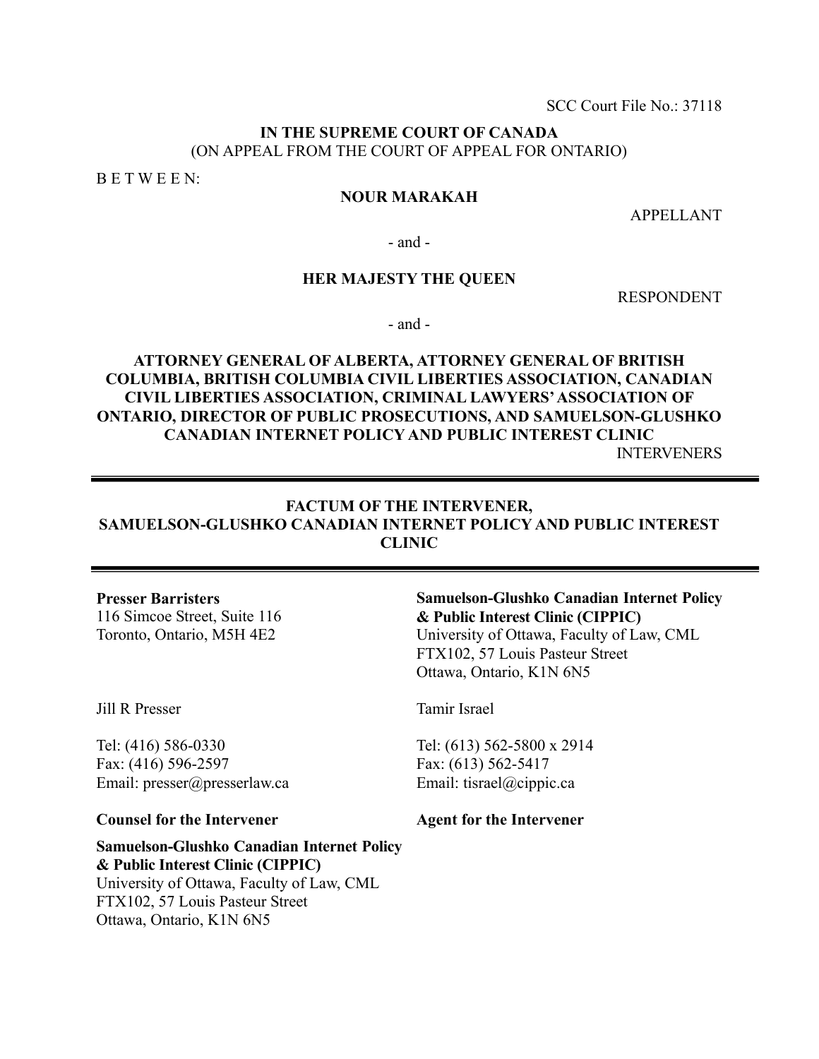SCC Court File No.: 37118

**IN THE SUPREME COURT OF CANADA**
(ON APPEAL FROM THE COURT OF APPEAL FOR ONTARIO)

B E T W E E N:

**NOUR MARAKAH**

APPELLANT

- and -

**HER MAJESTY THE QUEEN**

RESPONDENT

- and -

**ATTORNEY GENERAL OF ALBERTA, ATTORNEY GENERAL OF BRITISH COLUMBIA, BRITISH COLUMBIA CIVIL LIBERTIES ASSOCIATION, CANADIAN CIVIL LIBERTIES ASSOCIATION, CRIMINAL LAWYERS' ASSOCIATION OF ONTARIO, DIRECTOR OF PUBLIC PROSECUTIONS, AND SAMUELSON-GLUSHKO CANADIAN INTERNET POLICY AND PUBLIC INTEREST CLINIC**

INTERVENERS

---

**FACTUM OF THE INTERVENER,
SAMUELSON-GLUSHKO CANADIAN INTERNET POLICY AND PUBLIC INTEREST CLINIC**

---

**Presser Barristers**
116 Simcoe Street, Suite 116
Toronto, Ontario, M5H 4E2

Jill R Presser

Tel: (416) 586-0330
Fax: (416) 596-2597
Email: presser@presserlaw.ca

**Counsel for the Intervener**

**Samuelson-Glushko Canadian Internet Policy & Public Interest Clinic (CIPPIC)**
University of Ottawa, Faculty of Law, CML
FTX102, 57 Louis Pasteur Street
Ottawa, Ontario, K1N 6N5

**Samuelson-Glushko Canadian Internet Policy & Public Interest Clinic (CIPPIC)**
University of Ottawa, Faculty of Law, CML
FTX102, 57 Louis Pasteur Street
Ottawa, Ontario, K1N 6N5

Tamir Israel

Tel: (613) 562-5800 x 2914
Fax: (613) 562-5417
Email: tisrael@cippic.ca

**Agent for the Intervener**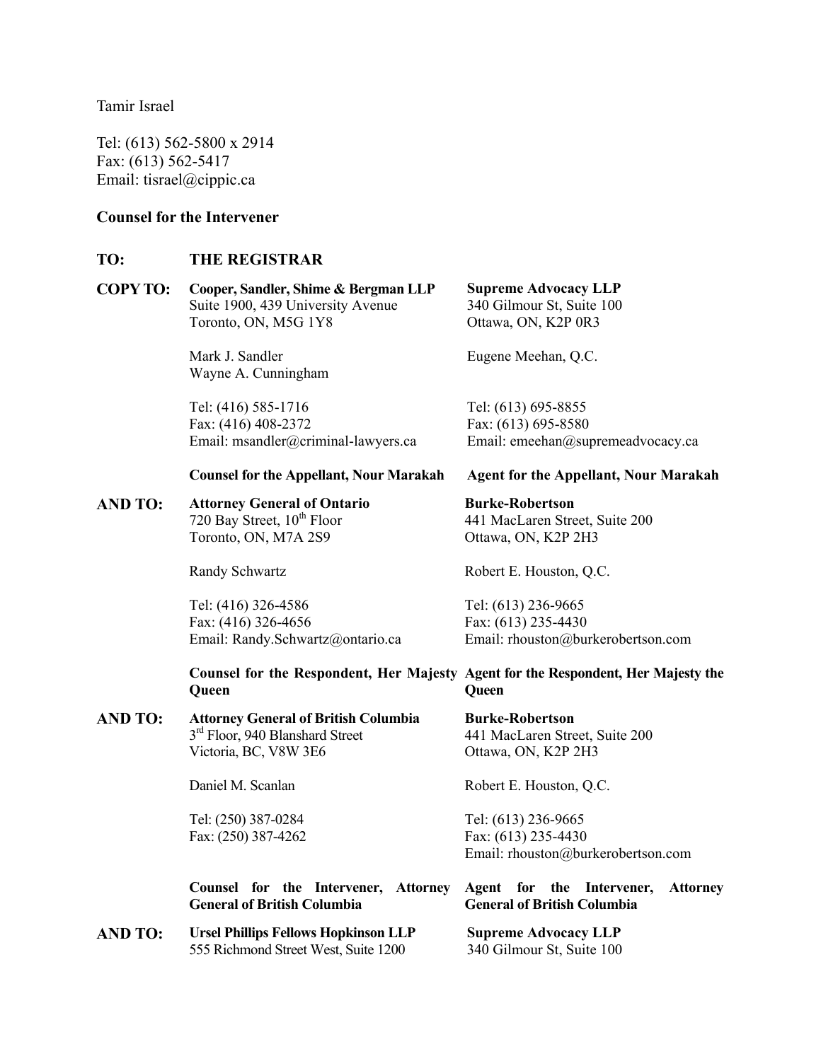Tamir Israel

Tel: (613) 562-5800 x 2914
Fax: (613) 562-5417
Email: tisrael@cippic.ca

**Counsel for the Intervener**

**TO: THE REGISTRAR**

**COPY TO:**

**Cooper, Sandler, Shime & Bergman LLP**
Suite 1900, 439 University Avenue
Toronto, ON, M5G 1Y8

Mark J. Sandler
Wayne A. Cunningham

Tel: (416) 585-1716
Fax: (416) 408-2372
Email: msandler@criminal-lawyers.ca

**Counsel for the Appellant, Nour Marakah**

**Supreme Advocacy LLP**
340 Gilmour St, Suite 100
Ottawa, ON, K2P 0R3

Eugene Meehan, Q.C.

Tel: (613) 695-8855
Fax: (613) 695-8580
Email: emeehan@supremeadvocacy.ca

**Agent for the Appellant, Nour Marakah**

**AND TO:**

**Attorney General of Ontario**
720 Bay Street, 10th Floor
Toronto, ON, M7A 2S9

Randy Schwartz

Tel: (416) 326-4586
Fax: (416) 326-4656
Email: Randy.Schwartz@ontario.ca

**Counsel for the Respondent, Her Majesty Queen**

**Burke-Robertson**
441 MacLaren Street, Suite 200
Ottawa, ON, K2P 2H3

Robert E. Houston, Q.C.

Tel: (613) 236-9665
Fax: (613) 235-4430
Email: rhouston@burkerobertson.com

**Agent for the Respondent, Her Majesty the Queen**

**AND TO:**

**Attorney General of British Columbia**
3rd Floor, 940 Blanshard Street
Victoria, BC, V8W 3E6

Daniel M. Scanlan

Tel: (250) 387-0284
Fax: (250) 387-4262

**Counsel for the Intervener, Attorney General of British Columbia**

**Burke-Robertson**
441 MacLaren Street, Suite 200
Ottawa, ON, K2P 2H3

Robert E. Houston, Q.C.

Tel: (613) 236-9665
Fax: (613) 235-4430
Email: rhouston@burkerobertson.com

**Agent for the Intervener, Attorney General of British Columbia**

**AND TO:**

**Ursel Phillips Fellows Hopkinson LLP**
555 Richmond Street West, Suite 1200

**Supreme Advocacy LLP**
340 Gilmour St, Suite 100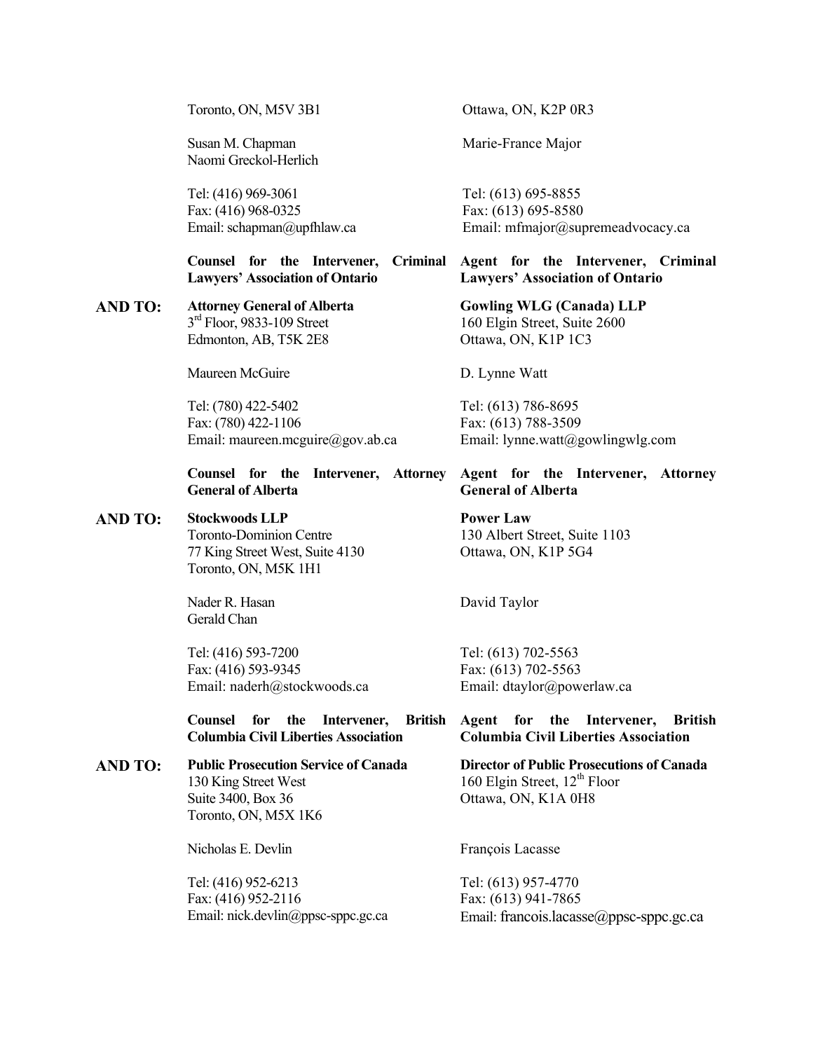| | | |
|---|---|---|
| | Toronto, ON, M5V 3B1<br><br>Susan M. Chapman<br>Naomi Greckol-Herlich<br><br>Tel: (416) 969-3061<br>Fax: (416) 968-0325<br>Email: schapman@upfhlaw.ca<br><br>**Counsel for the Intervener, Criminal Lawyers' Association of Ontario** | Ottawa, ON, K2P 0R3<br><br>Marie-France Major<br><br>Tel: (613) 695-8855<br>Fax: (613) 695-8580<br>Email: mfmajor@supremeadvocacy.ca<br><br>**Agent for the Intervener, Criminal Lawyers' Association of Ontario** |
| **AND TO:** | **Attorney General of Alberta**<br>3rd Floor, 9833-109 Street<br>Edmonton, AB, T5K 2E8<br><br>Maureen McGuire<br><br>Tel: (780) 422-5402<br>Fax: (780) 422-1106<br>Email: maureen.mcguire@gov.ab.ca<br><br>**Counsel for the Intervener, Attorney General of Alberta** | **Gowling WLG (Canada) LLP**<br>160 Elgin Street, Suite 2600<br>Ottawa, ON, K1P 1C3<br><br>D. Lynne Watt<br><br>Tel: (613) 786-8695<br>Fax: (613) 788-3509<br>Email: lynne.watt@gowlingwlg.com<br><br>**Agent for the Intervener, Attorney General of Alberta** |
| **AND TO:** | **Stockwoods LLP**<br>Toronto-Dominion Centre<br>77 King Street West, Suite 4130<br>Toronto, ON, M5K 1H1<br><br>Nader R. Hasan<br>Gerald Chan<br><br>Tel: (416) 593-7200<br>Fax: (416) 593-9345<br>Email: naderh@stockwoods.ca<br><br>**Counsel for the Intervener, British Columbia Civil Liberties Association** | **Power Law**<br>130 Albert Street, Suite 1103<br>Ottawa, ON, K1P 5G4<br><br>David Taylor<br><br>Tel: (613) 702-5563<br>Fax: (613) 702-5563<br>Email: dtaylor@powerlaw.ca<br><br>**Agent for the Intervener, British Columbia Civil Liberties Association** |
| **AND TO:** | **Public Prosecution Service of Canada**<br>130 King Street West<br>Suite 3400, Box 36<br>Toronto, ON, M5X 1K6<br><br>Nicholas E. Devlin<br><br>Tel: (416) 952-6213<br>Fax: (416) 952-2116<br>Email: nick.devlin@ppsc-sppc.gc.ca | **Director of Public Prosecutions of Canada**<br>160 Elgin Street, 12th Floor<br>Ottawa, ON, K1A 0H8<br><br>François Lacasse<br><br>Tel: (613) 957-4770<br>Fax: (613) 941-7865<br>Email: francois.lacasse@ppsc-sppc.gc.ca |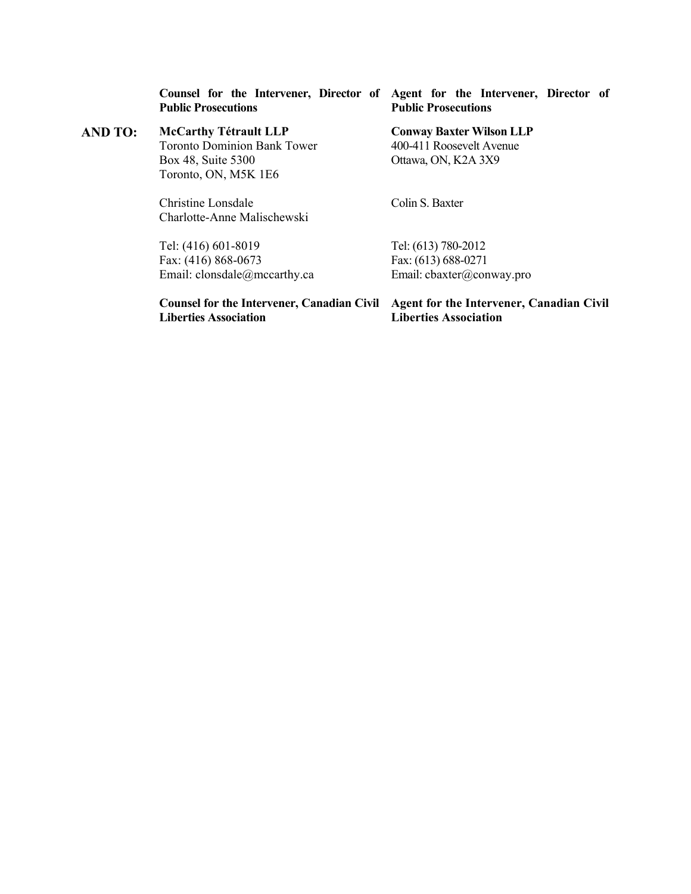| | **Counsel for the Intervener, Director of Public Prosecutions** | **Agent for the Intervener, Director of Public Prosecutions** |
|---|---|---|
| **AND TO:** | **McCarthy Tétrault LLP**<br>Toronto Dominion Bank Tower<br>Box 48, Suite 5300<br>Toronto, ON, M5K 1E6 | **Conway Baxter Wilson LLP**<br>400-411 Roosevelt Avenue<br>Ottawa, ON, K2A 3X9 |
| | Christine Lonsdale<br>Charlotte-Anne Malischewski | Colin S. Baxter |
| | Tel: (416) 601-8019<br>Fax: (416) 868-0673<br>Email: clonsdale@mccarthy.ca | Tel: (613) 780-2012<br>Fax: (613) 688-0271<br>Email: cbaxter@conway.pro |
| | **Counsel for the Intervener, Canadian Civil Liberties Association** | **Agent for the Intervener, Canadian Civil Liberties Association** |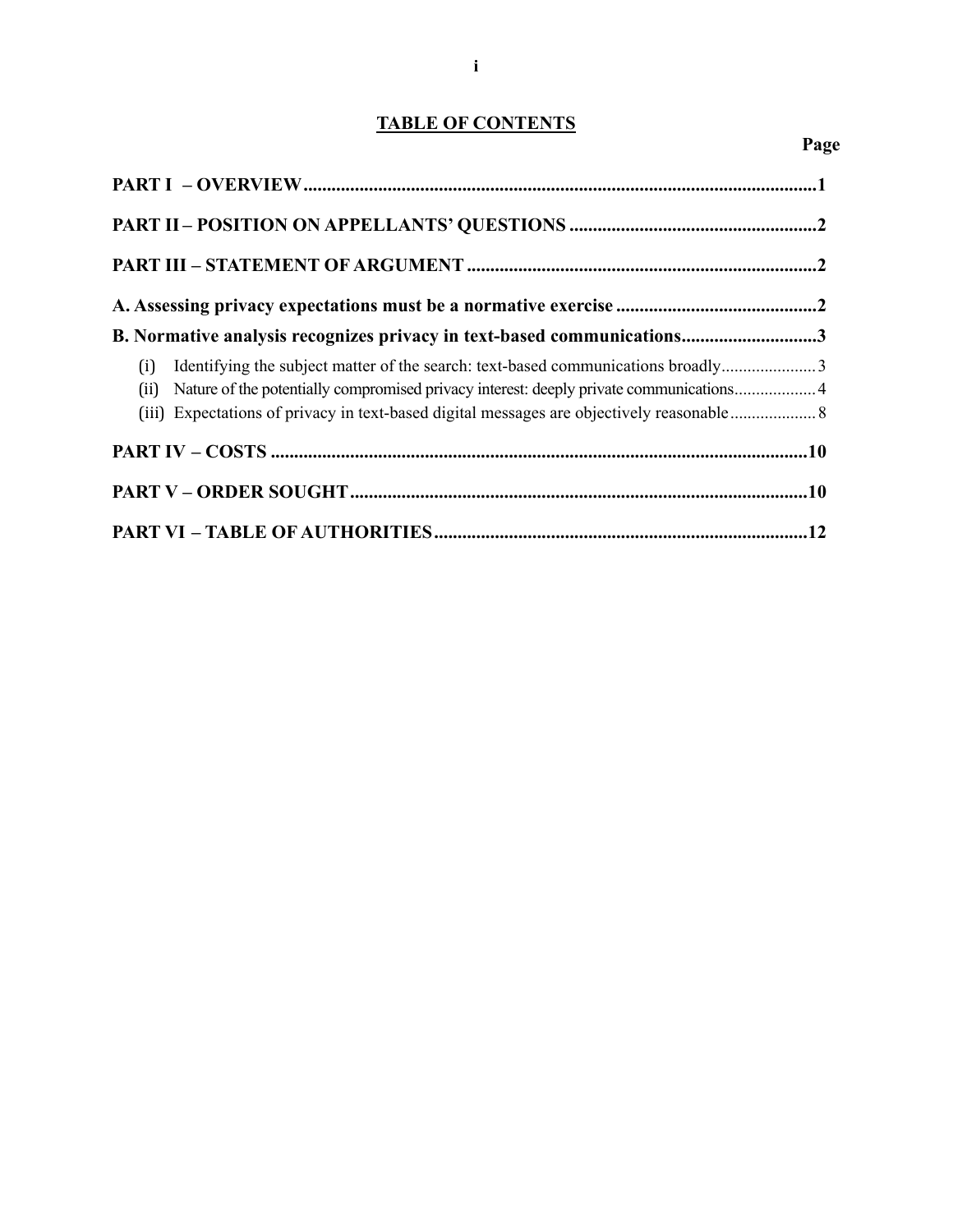## TABLE OF CONTENTS

| | Page |
|---|---|
| **PART I – OVERVIEW** | **1** |
| **PART II – POSITION ON APPELLANTS' QUESTIONS** | **2** |
| **PART III – STATEMENT OF ARGUMENT** | **2** |
| **A. Assessing privacy expectations must be a normative exercise** | **2** |
| **B. Normative analysis recognizes privacy in text-based communications** | **3** |
| (i) Identifying the subject matter of the search: text-based communications broadly | 3 |
| (ii) Nature of the potentially compromised privacy interest: deeply private communications | 4 |
| (iii) Expectations of privacy in text-based digital messages are objectively reasonable | 8 |
| **PART IV – COSTS** | **10** |
| **PART V – ORDER SOUGHT** | **10** |
| **PART VI – TABLE OF AUTHORITIES** | **12** |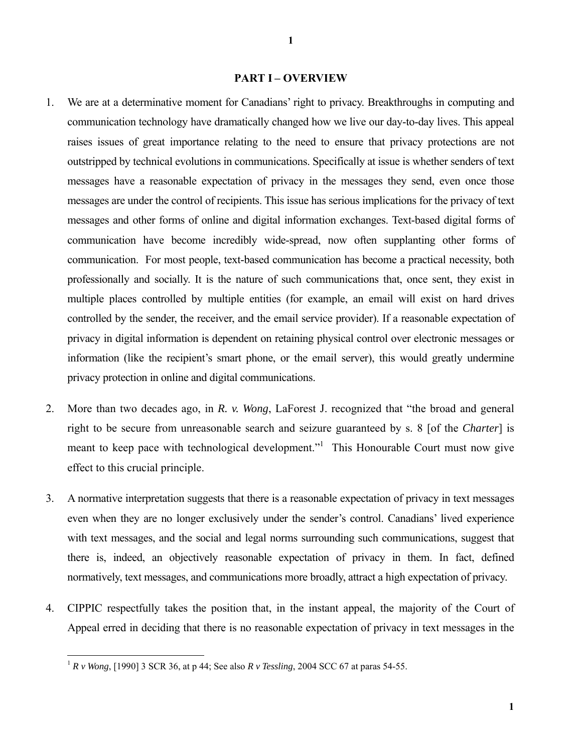## PART I – OVERVIEW

1. We are at a determinative moment for Canadians' right to privacy. Breakthroughs in computing and communication technology have dramatically changed how we live our day-to-day lives. This appeal raises issues of great importance relating to the need to ensure that privacy protections are not outstripped by technical evolutions in communications. Specifically at issue is whether senders of text messages have a reasonable expectation of privacy in the messages they send, even once those messages are under the control of recipients. This issue has serious implications for the privacy of text messages and other forms of online and digital information exchanges. Text-based digital forms of communication have become incredibly wide-spread, now often supplanting other forms of communication. For most people, text-based communication has become a practical necessity, both professionally and socially. It is the nature of such communications that, once sent, they exist in multiple places controlled by multiple entities (for example, an email will exist on hard drives controlled by the sender, the receiver, and the email service provider). If a reasonable expectation of privacy in digital information is dependent on retaining physical control over electronic messages or information (like the recipient's smart phone, or the email server), this would greatly undermine privacy protection in online and digital communications.

2. More than two decades ago, in *R. v. Wong*, LaForest J. recognized that "the broad and general right to be secure from unreasonable search and seizure guaranteed by s. 8 [of the *Charter*] is meant to keep pace with technological development."[1] This Honourable Court must now give effect to this crucial principle.

3. A normative interpretation suggests that there is a reasonable expectation of privacy in text messages even when they are no longer exclusively under the sender's control. Canadians' lived experience with text messages, and the social and legal norms surrounding such communications, suggest that there is, indeed, an objectively reasonable expectation of privacy in them. In fact, defined normatively, text messages, and communications more broadly, attract a high expectation of privacy.

4. CIPPIC respectfully takes the position that, in the instant appeal, the majority of the Court of Appeal erred in deciding that there is no reasonable expectation of privacy in text messages in the

---

[1] *R v Wong*, [1990] 3 SCR 36, at p 44; See also *R v Tessling*, 2004 SCC 67 at paras 54-55.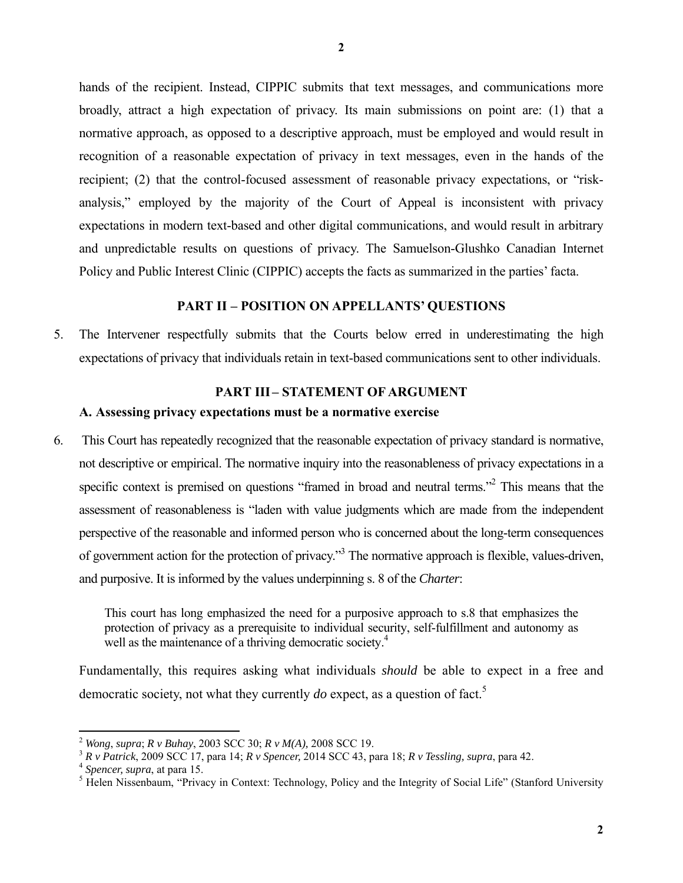hands of the recipient. Instead, CIPPIC submits that text messages, and communications more broadly, attract a high expectation of privacy. Its main submissions on point are: (1) that a normative approach, as opposed to a descriptive approach, must be employed and would result in recognition of a reasonable expectation of privacy in text messages, even in the hands of the recipient; (2) that the control-focused assessment of reasonable privacy expectations, or "risk-analysis," employed by the majority of the Court of Appeal is inconsistent with privacy expectations in modern text-based and other digital communications, and would result in arbitrary and unpredictable results on questions of privacy. The Samuelson-Glushko Canadian Internet Policy and Public Interest Clinic (CIPPIC) accepts the facts as summarized in the parties' facta.

## PART II – POSITION ON APPELLANTS' QUESTIONS

5. The Intervener respectfully submits that the Courts below erred in underestimating the high expectations of privacy that individuals retain in text-based communications sent to other individuals.

## PART III – STATEMENT OF ARGUMENT

### A. Assessing privacy expectations must be a normative exercise

6. This Court has repeatedly recognized that the reasonable expectation of privacy standard is normative, not descriptive or empirical. The normative inquiry into the reasonableness of privacy expectations in a specific context is premised on questions "framed in broad and neutral terms."[2] This means that the assessment of reasonableness is "laden with value judgments which are made from the independent perspective of the reasonable and informed person who is concerned about the long-term consequences of government action for the protection of privacy."[3] The normative approach is flexible, values-driven, and purposive. It is informed by the values underpinning s. 8 of the *Charter*:

> This court has long emphasized the need for a purposive approach to s.8 that emphasizes the protection of privacy as a prerequisite to individual security, self-fulfillment and autonomy as well as the maintenance of a thriving democratic society.[4]

Fundamentally, this requires asking what individuals *should* be able to expect in a free and democratic society, not what they currently *do* expect, as a question of fact.[5]

---

[2] *Wong*, *supra*; *R v Buhay*, 2003 SCC 30; *R v M(A),* 2008 SCC 19.

[3] *R v Patrick*, 2009 SCC 17, para 14; *R v Spencer,* 2014 SCC 43, para 18; *R v Tessling, supra*, para 42.

[4] *Spencer, supra*, at para 15.

[5] Helen Nissenbaum, "Privacy in Context: Technology, Policy and the Integrity of Social Life" (Stanford University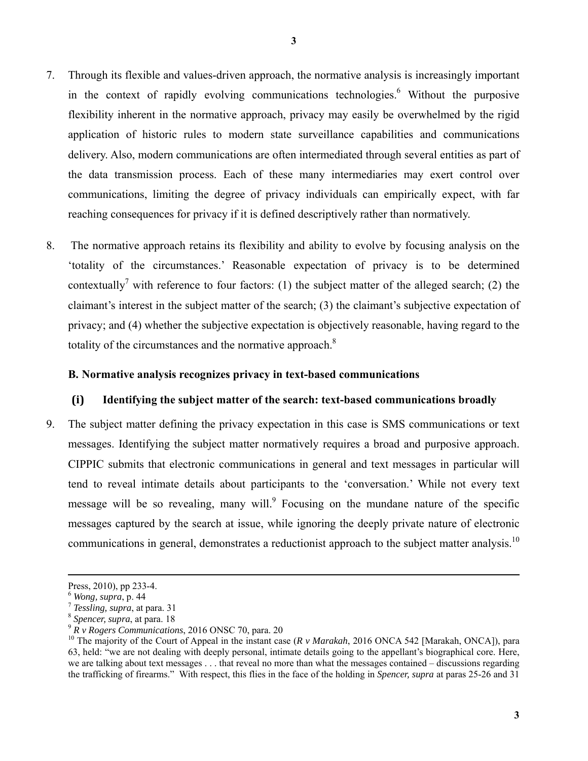7. Through its flexible and values-driven approach, the normative analysis is increasingly important in the context of rapidly evolving communications technologies.[6] Without the purposive flexibility inherent in the normative approach, privacy may easily be overwhelmed by the rigid application of historic rules to modern state surveillance capabilities and communications delivery. Also, modern communications are often intermediated through several entities as part of the data transmission process. Each of these many intermediaries may exert control over communications, limiting the degree of privacy individuals can empirically expect, with far reaching consequences for privacy if it is defined descriptively rather than normatively.

8. The normative approach retains its flexibility and ability to evolve by focusing analysis on the 'totality of the circumstances.' Reasonable expectation of privacy is to be determined contextually[7] with reference to four factors: (1) the subject matter of the alleged search; (2) the claimant's interest in the subject matter of the search; (3) the claimant's subjective expectation of privacy; and (4) whether the subjective expectation is objectively reasonable, having regard to the totality of the circumstances and the normative approach.[8]

### B. Normative analysis recognizes privacy in text-based communications

#### (i) Identifying the subject matter of the search: text-based communications broadly

9. The subject matter defining the privacy expectation in this case is SMS communications or text messages. Identifying the subject matter normatively requires a broad and purposive approach. CIPPIC submits that electronic communications in general and text messages in particular will tend to reveal intimate details about participants to the 'conversation.' While not every text message will be so revealing, many will.[9] Focusing on the mundane nature of the specific messages captured by the search at issue, while ignoring the deeply private nature of electronic communications in general, demonstrates a reductionist approach to the subject matter analysis.[10]

---

Press, 2010), pp 233-4.

[6] *Wong, supra*, p. 44

[7] *Tessling, supra*, at para. 31

[8] *Spencer, supra*, at para. 18

[9] *R v Rogers Communications*, 2016 ONSC 70, para. 20

[10] The majority of the Court of Appeal in the instant case (*R v Marakah*, 2016 ONCA 542 [Marakah, ONCA]), para 63, held: "we are not dealing with deeply personal, intimate details going to the appellant's biographical core. Here, we are talking about text messages . . . that reveal no more than what the messages contained – discussions regarding the trafficking of firearms." With respect, this flies in the face of the holding in *Spencer, supra* at paras 25-26 and 31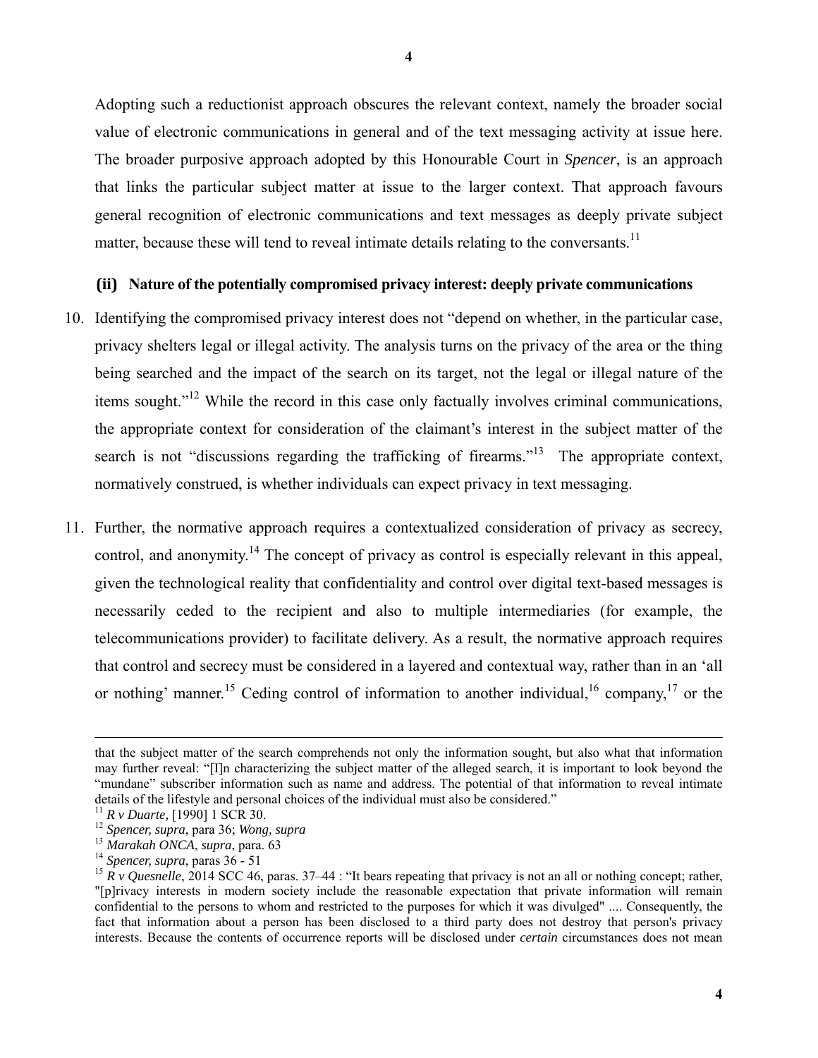Adopting such a reductionist approach obscures the relevant context, namely the broader social value of electronic communications in general and of the text messaging activity at issue here. The broader purposive approach adopted by this Honourable Court in *Spencer*, is an approach that links the particular subject matter at issue to the larger context. That approach favours general recognition of electronic communications and text messages as deeply private subject matter, because these will tend to reveal intimate details relating to the conversants.[11]

### (ii) Nature of the potentially compromised privacy interest: deeply private communications

10. Identifying the compromised privacy interest does not "depend on whether, in the particular case, privacy shelters legal or illegal activity. The analysis turns on the privacy of the area or the thing being searched and the impact of the search on its target, not the legal or illegal nature of the items sought."[12] While the record in this case only factually involves criminal communications, the appropriate context for consideration of the claimant's interest in the subject matter of the search is not "discussions regarding the trafficking of firearms."[13] The appropriate context, normatively construed, is whether individuals can expect privacy in text messaging.

11. Further, the normative approach requires a contextualized consideration of privacy as secrecy, control, and anonymity.[14] The concept of privacy as control is especially relevant in this appeal, given the technological reality that confidentiality and control over digital text-based messages is necessarily ceded to the recipient and also to multiple intermediaries (for example, the telecommunications provider) to facilitate delivery. As a result, the normative approach requires that control and secrecy must be considered in a layered and contextual way, rather than in an 'all or nothing' manner.[15] Ceding control of information to another individual,[16] company,[17] or the

---

that the subject matter of the search comprehends not only the information sought, but also what that information may further reveal: "[I]n characterizing the subject matter of the alleged search, it is important to look beyond the "mundane" subscriber information such as name and address. The potential of that information to reveal intimate details of the lifestyle and personal choices of the individual must also be considered."

[11] *R v Duarte,* [1990] 1 SCR 30.

[12] *Spencer, supra*, para 36; *Wong, supra*

[13] *Marakah ONCA*, *supra*, para. 63

[14] *Spencer, supra*, paras 36 - 51

[15] *R v Quesnelle*, 2014 SCC 46, paras. 37–44 : "It bears repeating that privacy is not an all or nothing concept; rather, "[p]rivacy interests in modern society include the reasonable expectation that private information will remain confidential to the persons to whom and restricted to the purposes for which it was divulged" .... Consequently, the fact that information about a person has been disclosed to a third party does not destroy that person's privacy interests. Because the contents of occurrence reports will be disclosed under *certain* circumstances does not mean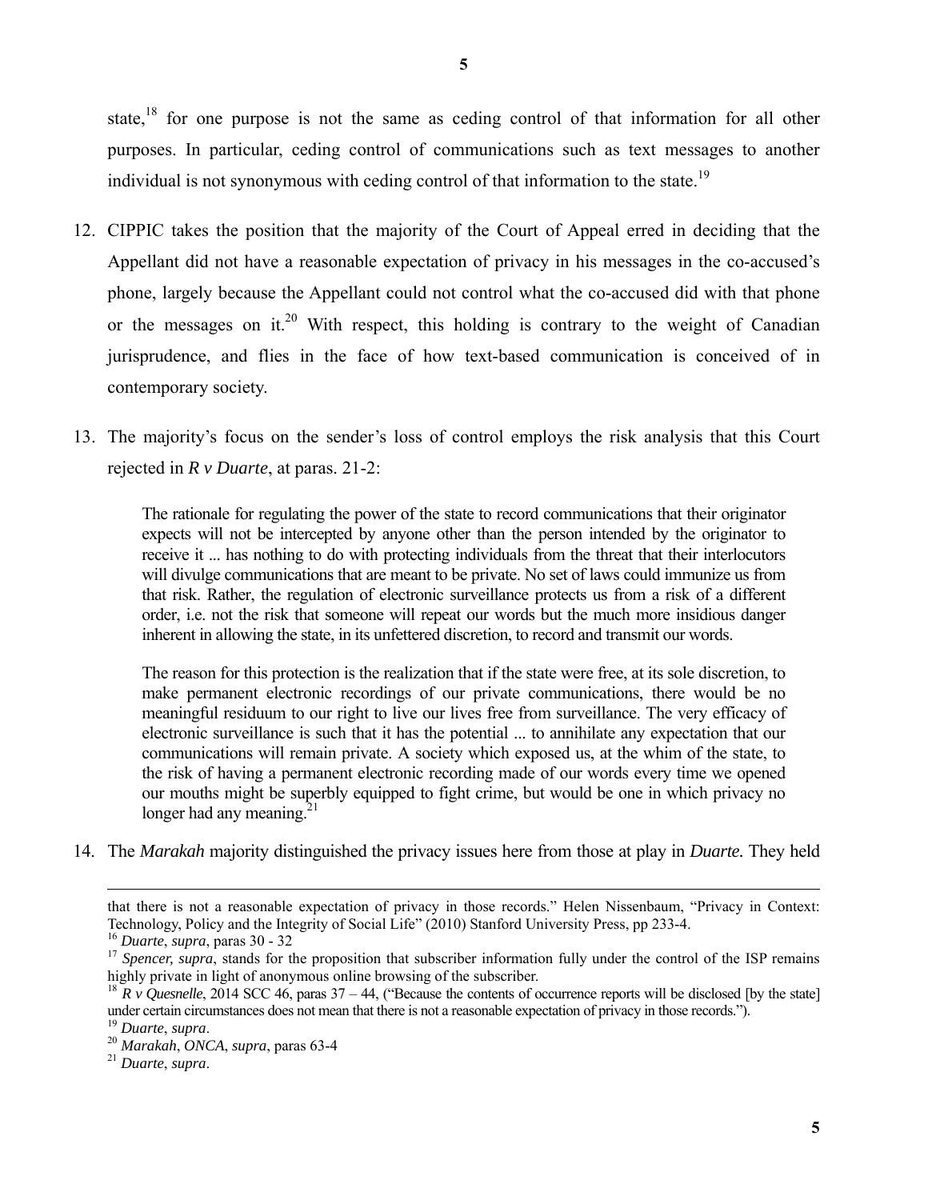state,[18] for one purpose is not the same as ceding control of that information for all other purposes. In particular, ceding control of communications such as text messages to another individual is not synonymous with ceding control of that information to the state.[19]

12. CIPPIC takes the position that the majority of the Court of Appeal erred in deciding that the Appellant did not have a reasonable expectation of privacy in his messages in the co-accused's phone, largely because the Appellant could not control what the co-accused did with that phone or the messages on it.[20] With respect, this holding is contrary to the weight of Canadian jurisprudence, and flies in the face of how text-based communication is conceived of in contemporary society.

13. The majority's focus on the sender's loss of control employs the risk analysis that this Court rejected in *R v Duarte*, at paras. 21-2:

> The rationale for regulating the power of the state to record communications that their originator expects will not be intercepted by anyone other than the person intended by the originator to receive it ... has nothing to do with protecting individuals from the threat that their interlocutors will divulge communications that are meant to be private. No set of laws could immunize us from that risk. Rather, the regulation of electronic surveillance protects us from a risk of a different order, i.e. not the risk that someone will repeat our words but the much more insidious danger inherent in allowing the state, in its unfettered discretion, to record and transmit our words.
>
> The reason for this protection is the realization that if the state were free, at its sole discretion, to make permanent electronic recordings of our private communications, there would be no meaningful residuum to our right to live our lives free from surveillance. The very efficacy of electronic surveillance is such that it has the potential ... to annihilate any expectation that our communications will remain private. A society which exposed us, at the whim of the state, to the risk of having a permanent electronic recording made of our words every time we opened our mouths might be superbly equipped to fight crime, but would be one in which privacy no longer had any meaning.[21]

14. The *Marakah* majority distinguished the privacy issues here from those at play in *Duarte.* They held

---

that there is not a reasonable expectation of privacy in those records." Helen Nissenbaum, "Privacy in Context: Technology, Policy and the Integrity of Social Life" (2010) Stanford University Press, pp 233-4.

[16] *Duarte*, *supra*, paras 30 - 32

[17] *Spencer, supra*, stands for the proposition that subscriber information fully under the control of the ISP remains highly private in light of anonymous online browsing of the subscriber.

[18] *R v Quesnelle*, 2014 SCC 46, paras 37 – 44, ("Because the contents of occurrence reports will be disclosed [by the state] under certain circumstances does not mean that there is not a reasonable expectation of privacy in those records.").

[19] *Duarte*, *supra*.

[20] *Marakah*, *ONCA*, *supra*, paras 63-4

[21] *Duarte*, *supra*.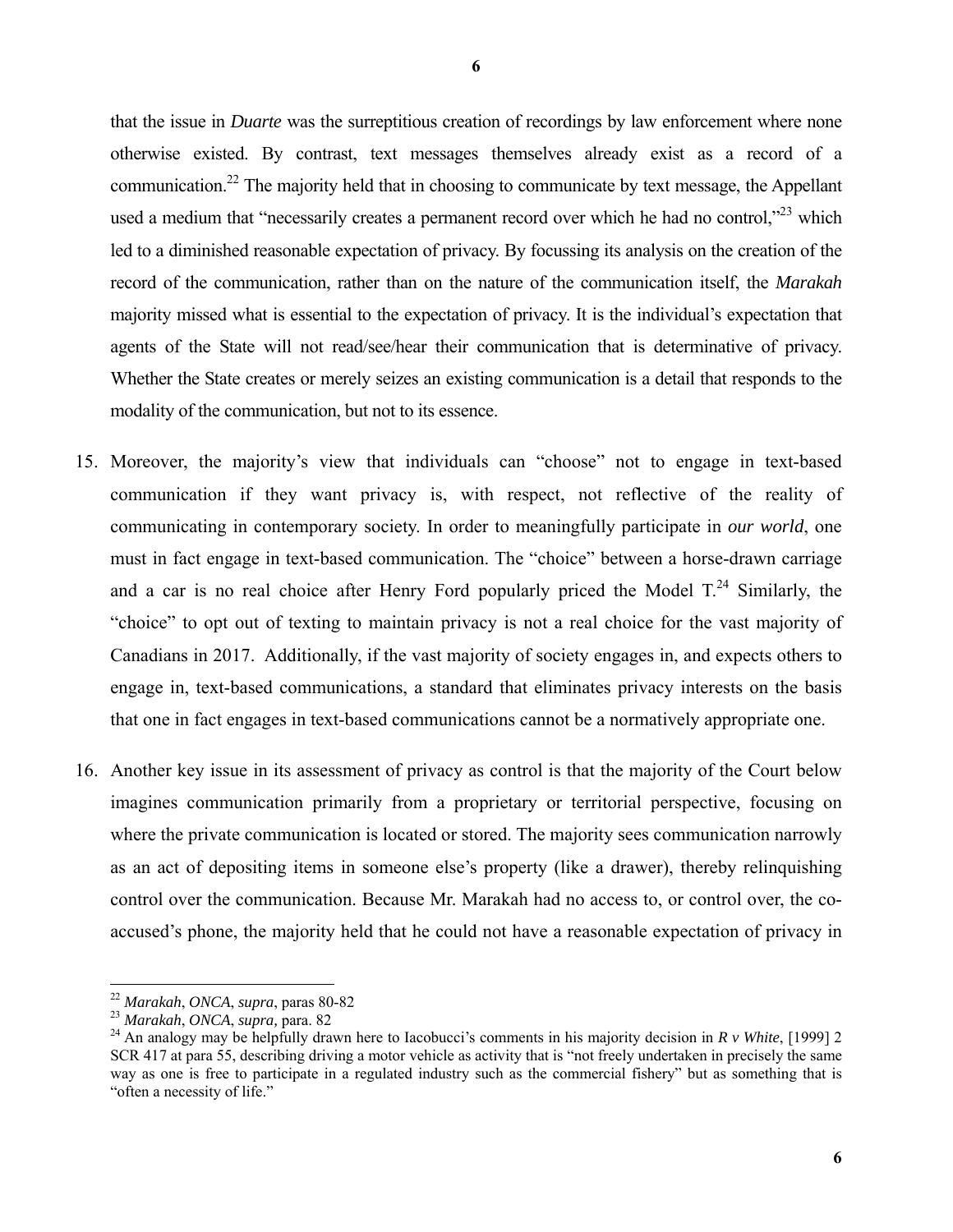that the issue in *Duarte* was the surreptitious creation of recordings by law enforcement where none otherwise existed. By contrast, text messages themselves already exist as a record of a communication.[22] The majority held that in choosing to communicate by text message, the Appellant used a medium that "necessarily creates a permanent record over which he had no control,"[23] which led to a diminished reasonable expectation of privacy. By focussing its analysis on the creation of the record of the communication, rather than on the nature of the communication itself, the *Marakah* majority missed what is essential to the expectation of privacy. It is the individual's expectation that agents of the State will not read/see/hear their communication that is determinative of privacy. Whether the State creates or merely seizes an existing communication is a detail that responds to the modality of the communication, but not to its essence.

15. Moreover, the majority's view that individuals can "choose" not to engage in text-based communication if they want privacy is, with respect, not reflective of the reality of communicating in contemporary society. In order to meaningfully participate in *our world*, one must in fact engage in text-based communication. The "choice" between a horse-drawn carriage and a car is no real choice after Henry Ford popularly priced the Model T.[24] Similarly, the "choice" to opt out of texting to maintain privacy is not a real choice for the vast majority of Canadians in 2017. Additionally, if the vast majority of society engages in, and expects others to engage in, text-based communications, a standard that eliminates privacy interests on the basis that one in fact engages in text-based communications cannot be a normatively appropriate one.

16. Another key issue in its assessment of privacy as control is that the majority of the Court below imagines communication primarily from a proprietary or territorial perspective, focusing on where the private communication is located or stored. The majority sees communication narrowly as an act of depositing items in someone else's property (like a drawer), thereby relinquishing control over the communication. Because Mr. Marakah had no access to, or control over, the co-accused's phone, the majority held that he could not have a reasonable expectation of privacy in

---

[22] *Marakah*, *ONCA*, *supra*, paras 80-82

[23] *Marakah*, *ONCA*, *supra*, para. 82

[24] An analogy may be helpfully drawn here to Iacobucci's comments in his majority decision in *R v White*, [1999] 2 SCR 417 at para 55, describing driving a motor vehicle as activity that is "not freely undertaken in precisely the same way as one is free to participate in a regulated industry such as the commercial fishery" but as something that is "often a necessity of life."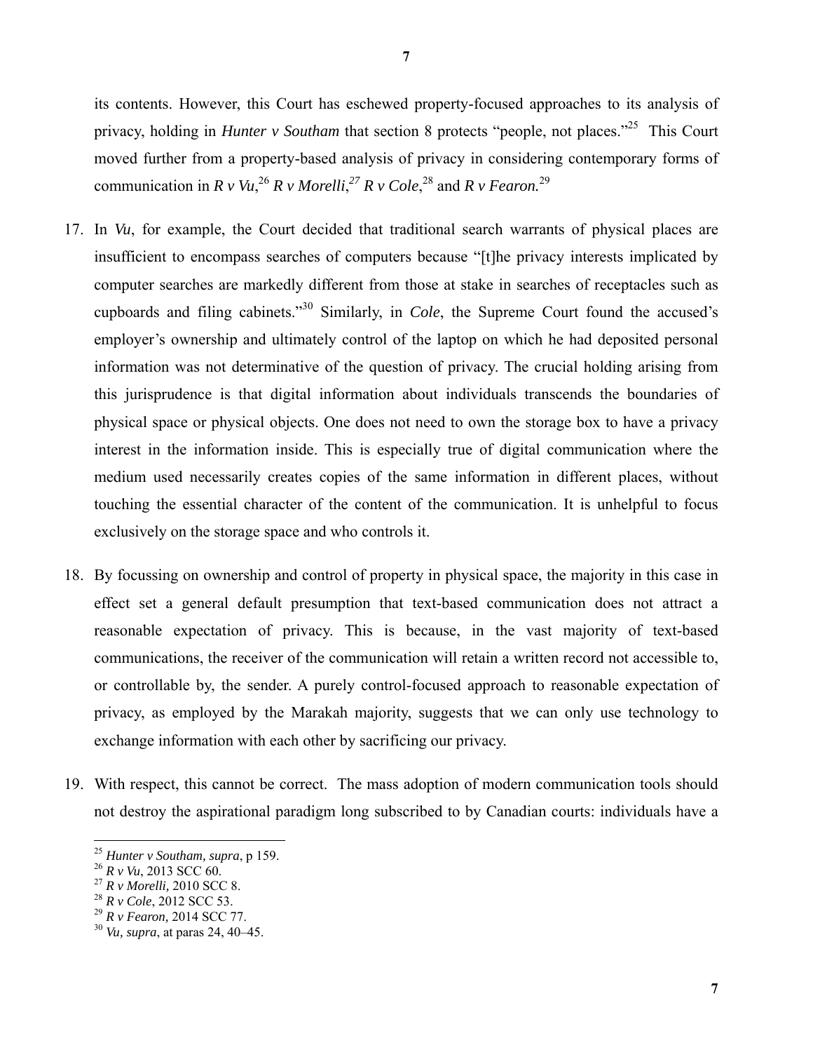its contents. However, this Court has eschewed property-focused approaches to its analysis of privacy, holding in *Hunter v Southam* that section 8 protects "people, not places."[25] This Court moved further from a property-based analysis of privacy in considering contemporary forms of communication in *R v Vu*,[26] *R v Morelli*,[27] *R v Cole*,[28] and *R v Fearon.*[29]

17. In *Vu*, for example, the Court decided that traditional search warrants of physical places are insufficient to encompass searches of computers because "[t]he privacy interests implicated by computer searches are markedly different from those at stake in searches of receptacles such as cupboards and filing cabinets."[30] Similarly, in *Cole*, the Supreme Court found the accused's employer's ownership and ultimately control of the laptop on which he had deposited personal information was not determinative of the question of privacy. The crucial holding arising from this jurisprudence is that digital information about individuals transcends the boundaries of physical space or physical objects. One does not need to own the storage box to have a privacy interest in the information inside. This is especially true of digital communication where the medium used necessarily creates copies of the same information in different places, without touching the essential character of the content of the communication. It is unhelpful to focus exclusively on the storage space and who controls it.

18. By focussing on ownership and control of property in physical space, the majority in this case in effect set a general default presumption that text-based communication does not attract a reasonable expectation of privacy. This is because, in the vast majority of text-based communications, the receiver of the communication will retain a written record not accessible to, or controllable by, the sender. A purely control-focused approach to reasonable expectation of privacy, as employed by the Marakah majority, suggests that we can only use technology to exchange information with each other by sacrificing our privacy.

19. With respect, this cannot be correct. The mass adoption of modern communication tools should not destroy the aspirational paradigm long subscribed to by Canadian courts: individuals have a

---

[25] *Hunter v Southam, supra*, p 159.
[26] *R v Vu*, 2013 SCC 60.
[27] *R v Morelli,* 2010 SCC 8.
[28] *R v Cole*, 2012 SCC 53.
[29] *R v Fearon,* 2014 SCC 77.
[30] *Vu, supra*, at paras 24, 40–45.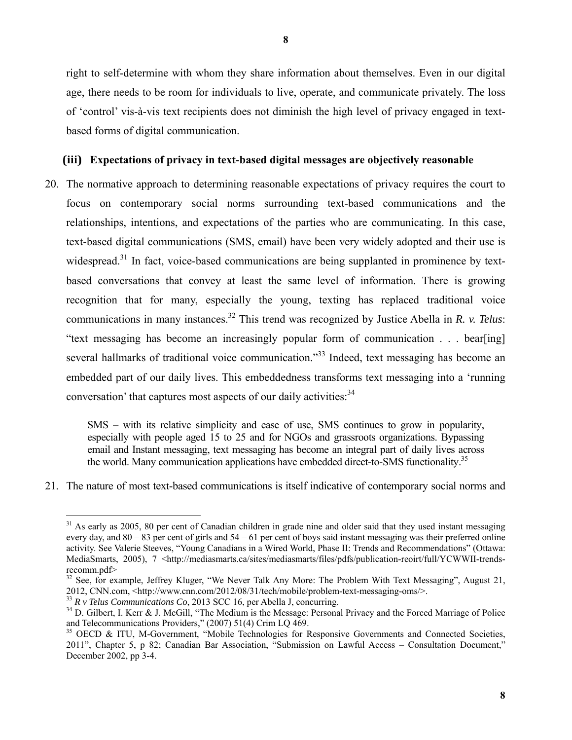right to self-determine with whom they share information about themselves. Even in our digital age, there needs to be room for individuals to live, operate, and communicate privately. The loss of 'control' vis-à-vis text recipients does not diminish the high level of privacy engaged in text-based forms of digital communication.

### (iii) Expectations of privacy in text-based digital messages are objectively reasonable

20. The normative approach to determining reasonable expectations of privacy requires the court to focus on contemporary social norms surrounding text-based communications and the relationships, intentions, and expectations of the parties who are communicating. In this case, text-based digital communications (SMS, email) have been very widely adopted and their use is widespread.[31] In fact, voice-based communications are being supplanted in prominence by text-based conversations that convey at least the same level of information. There is growing recognition that for many, especially the young, texting has replaced traditional voice communications in many instances.[32] This trend was recognized by Justice Abella in *R. v. Telus*: "text messaging has become an increasingly popular form of communication . . . bear[ing] several hallmarks of traditional voice communication."[33] Indeed, text messaging has become an embedded part of our daily lives. This embeddedness transforms text messaging into a 'running conversation' that captures most aspects of our daily activities:[34]

> SMS – with its relative simplicity and ease of use, SMS continues to grow in popularity, especially with people aged 15 to 25 and for NGOs and grassroots organizations. Bypassing email and Instant messaging, text messaging has become an integral part of daily lives across the world. Many communication applications have embedded direct-to-SMS functionality.[35]

21. The nature of most text-based communications is itself indicative of contemporary social norms and

---

[31] As early as 2005, 80 per cent of Canadian children in grade nine and older said that they used instant messaging every day, and 80 – 83 per cent of girls and 54 – 61 per cent of boys said instant messaging was their preferred online activity. See Valerie Steeves, "Young Canadians in a Wired World, Phase II: Trends and Recommendations" (Ottawa: MediaSmarts, 2005), 7 <http://mediasmarts.ca/sites/mediasmarts/files/pdfs/publication-reoirt/full/YCWWII-trends-recomm.pdf>

[32] See, for example, Jeffrey Kluger, "We Never Talk Any More: The Problem With Text Messaging", August 21, 2012, CNN.com, <http://www.cnn.com/2012/08/31/tech/mobile/problem-text-messaging-oms/>.

[33] *R v Telus Communications Co*, 2013 SCC 16, per Abella J, concurring.

[34] D. Gilbert, I. Kerr & J. McGill, "The Medium is the Message: Personal Privacy and the Forced Marriage of Police and Telecommunications Providers," (2007) 51(4) Crim LQ 469.

[35] OECD & ITU, M-Government, "Mobile Technologies for Responsive Governments and Connected Societies, 2011", Chapter 5, p 82; Canadian Bar Association, "Submission on Lawful Access – Consultation Document," December 2002, pp 3-4.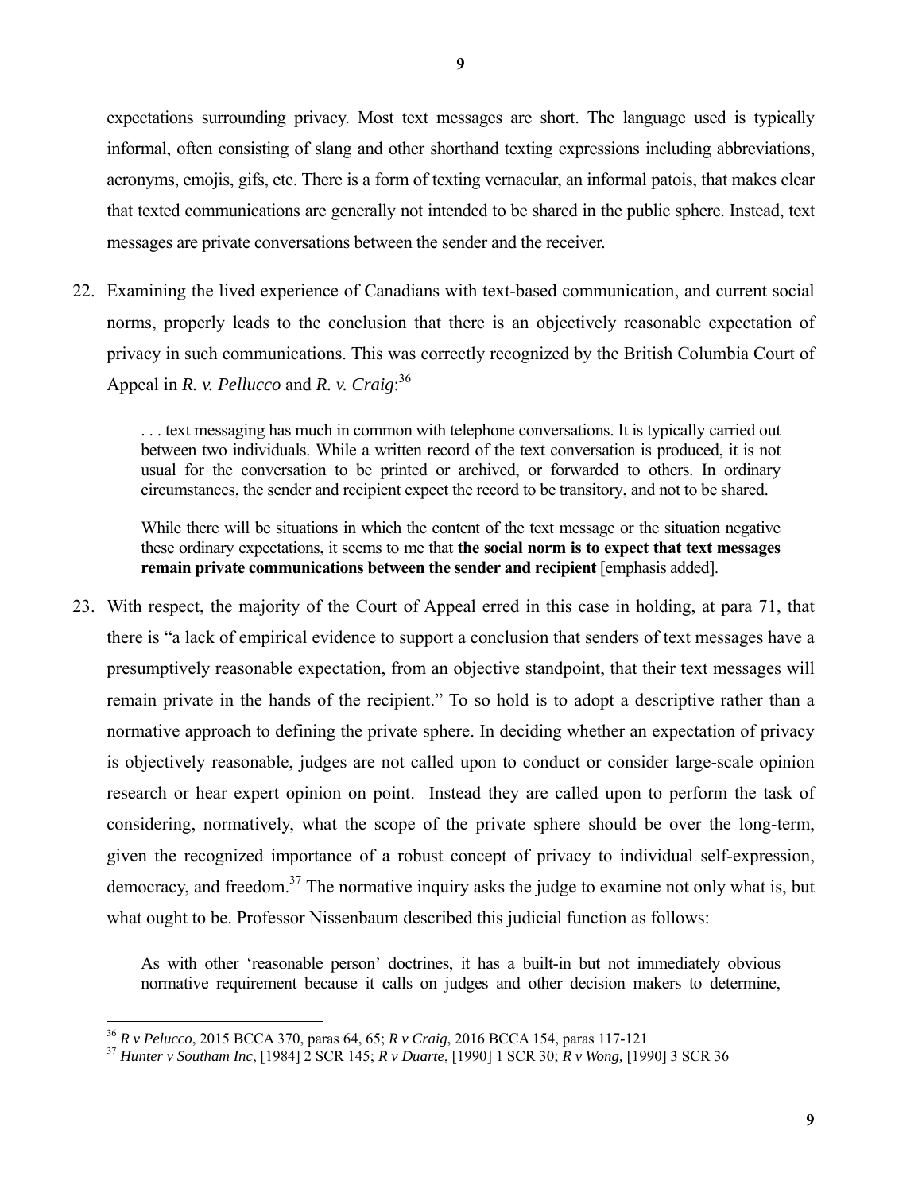expectations surrounding privacy. Most text messages are short. The language used is typically informal, often consisting of slang and other shorthand texting expressions including abbreviations, acronyms, emojis, gifs, etc. There is a form of texting vernacular, an informal patois, that makes clear that texted communications are generally not intended to be shared in the public sphere. Instead, text messages are private conversations between the sender and the receiver.

22. Examining the lived experience of Canadians with text-based communication, and current social norms, properly leads to the conclusion that there is an objectively reasonable expectation of privacy in such communications. This was correctly recognized by the British Columbia Court of Appeal in *R. v. Pellucco* and *R. v. Craig*:[36]

> . . . text messaging has much in common with telephone conversations. It is typically carried out between two individuals. While a written record of the text conversation is produced, it is not usual for the conversation to be printed or archived, or forwarded to others. In ordinary circumstances, the sender and recipient expect the record to be transitory, and not to be shared.
>
> While there will be situations in which the content of the text message or the situation negative these ordinary expectations, it seems to me that **the social norm is to expect that text messages remain private communications between the sender and recipient** [emphasis added].

23. With respect, the majority of the Court of Appeal erred in this case in holding, at para 71, that there is "a lack of empirical evidence to support a conclusion that senders of text messages have a presumptively reasonable expectation, from an objective standpoint, that their text messages will remain private in the hands of the recipient." To so hold is to adopt a descriptive rather than a normative approach to defining the private sphere. In deciding whether an expectation of privacy is objectively reasonable, judges are not called upon to conduct or consider large-scale opinion research or hear expert opinion on point. Instead they are called upon to perform the task of considering, normatively, what the scope of the private sphere should be over the long-term, given the recognized importance of a robust concept of privacy to individual self-expression, democracy, and freedom.[37] The normative inquiry asks the judge to examine not only what is, but what ought to be. Professor Nissenbaum described this judicial function as follows:

> As with other 'reasonable person' doctrines, it has a built-in but not immediately obvious normative requirement because it calls on judges and other decision makers to determine,

---

[36] *R v Pelucco*, 2015 BCCA 370, paras 64, 65; *R v Craig*, 2016 BCCA 154, paras 117-121

[37] *Hunter v Southam Inc*, [1984] 2 SCR 145; *R v Duarte*, [1990] 1 SCR 30; *R v Wong,* [1990] 3 SCR 36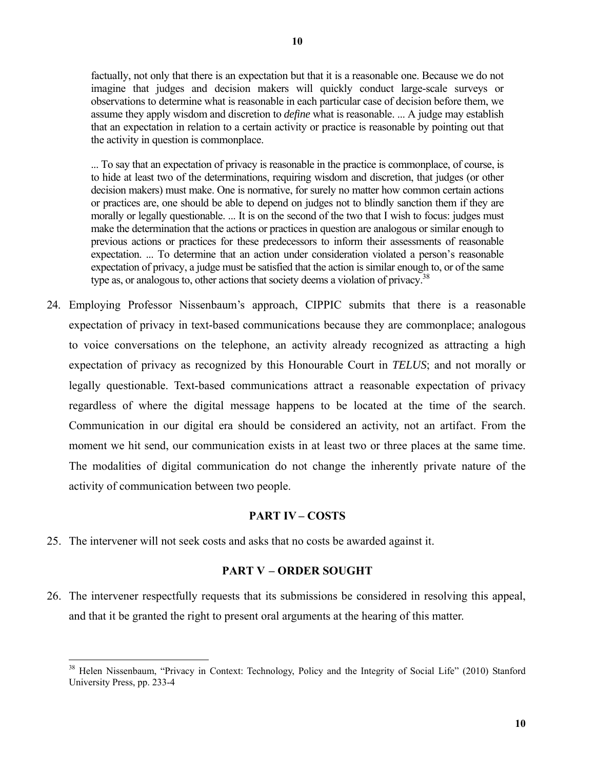> factually, not only that there is an expectation but that it is a reasonable one. Because we do not imagine that judges and decision makers will quickly conduct large-scale surveys or observations to determine what is reasonable in each particular case of decision before them, we assume they apply wisdom and discretion to *define* what is reasonable. ... A judge may establish that an expectation in relation to a certain activity or practice is reasonable by pointing out that the activity in question is commonplace.
>
> ... To say that an expectation of privacy is reasonable in the practice is commonplace, of course, is to hide at least two of the determinations, requiring wisdom and discretion, that judges (or other decision makers) must make. One is normative, for surely no matter how common certain actions or practices are, one should be able to depend on judges not to blindly sanction them if they are morally or legally questionable. ... It is on the second of the two that I wish to focus: judges must make the determination that the actions or practices in question are analogous or similar enough to previous actions or practices for these predecessors to inform their assessments of reasonable expectation. ... To determine that an action under consideration violated a person's reasonable expectation of privacy, a judge must be satisfied that the action is similar enough to, or of the same type as, or analogous to, other actions that society deems a violation of privacy.[38]

24. Employing Professor Nissenbaum's approach, CIPPIC submits that there is a reasonable expectation of privacy in text-based communications because they are commonplace; analogous to voice conversations on the telephone, an activity already recognized as attracting a high expectation of privacy as recognized by this Honourable Court in *TELUS*; and not morally or legally questionable. Text-based communications attract a reasonable expectation of privacy regardless of where the digital message happens to be located at the time of the search. Communication in our digital era should be considered an activity, not an artifact. From the moment we hit send, our communication exists in at least two or three places at the same time. The modalities of digital communication do not change the inherently private nature of the activity of communication between two people.

## PART IV – COSTS

25. The intervener will not seek costs and asks that no costs be awarded against it.

## PART V – ORDER SOUGHT

26. The intervener respectfully requests that its submissions be considered in resolving this appeal, and that it be granted the right to present oral arguments at the hearing of this matter.

---

[38] Helen Nissenbaum, "Privacy in Context: Technology, Policy and the Integrity of Social Life" (2010) Stanford University Press, pp. 233-4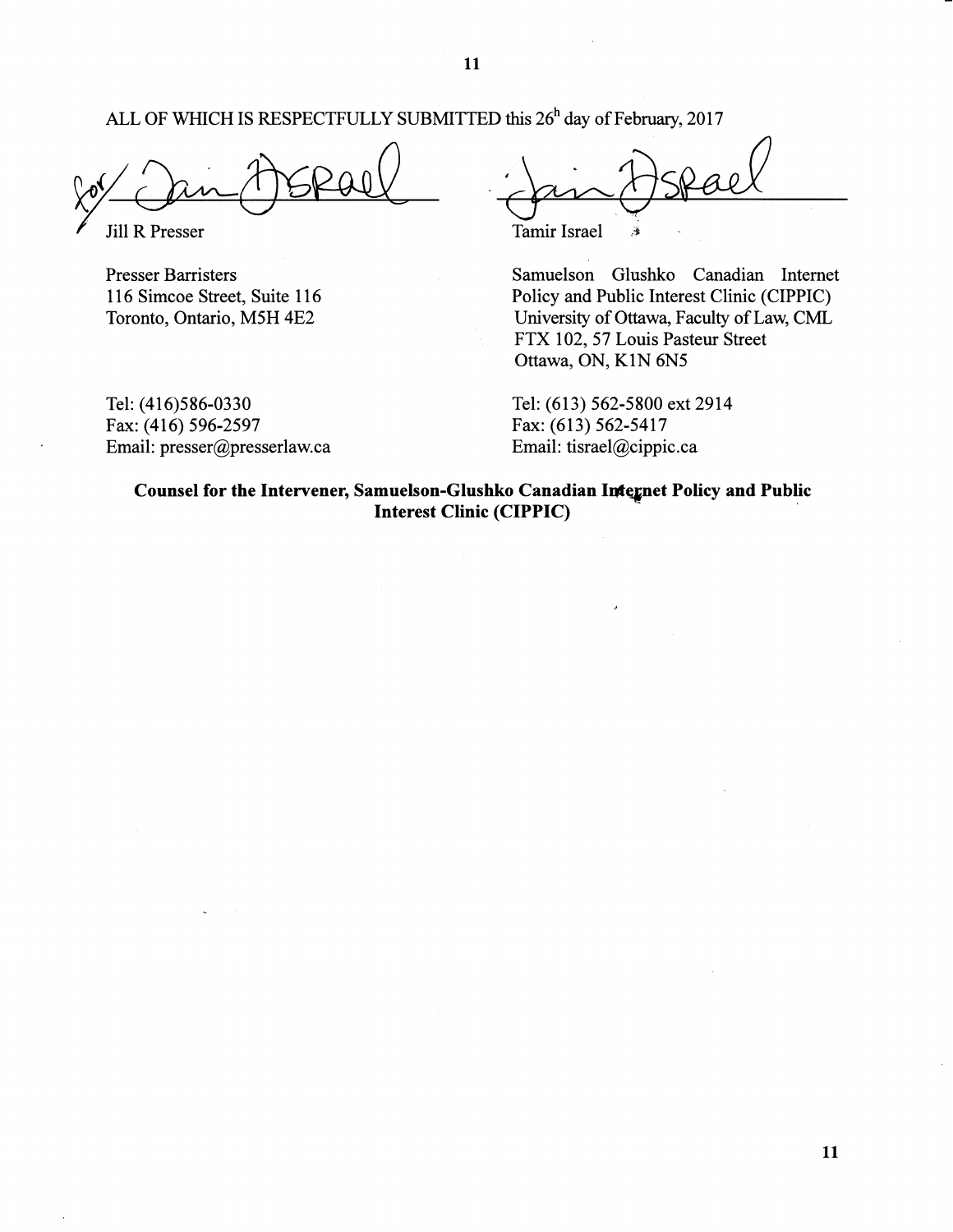ALL OF WHICH IS RESPECTFULLY SUBMITTED this 26h day of February, 2017

Jill R Presser

Presser Barristers
116 Simcoe Street, Suite 116
Toronto, Ontario, M5H 4E2

Tel: (416)586-0330
Fax: (416) 596-2597
Email: presser@presserlaw.ca

Tamir Israel

Samuelson Glushko Canadian Internet Policy and Public Interest Clinic (CIPPIC)
University of Ottawa, Faculty of Law, CML
FTX 102, 57 Louis Pasteur Street
Ottawa, ON, K1N 6N5

Tel: (613) 562-5800 ext 2914
Fax: (613) 562-5417
Email: tisrael@cippic.ca

**Counsel for the Intervener, Samuelson-Glushko Canadian Internet Policy and Public Interest Clinic (CIPPIC)**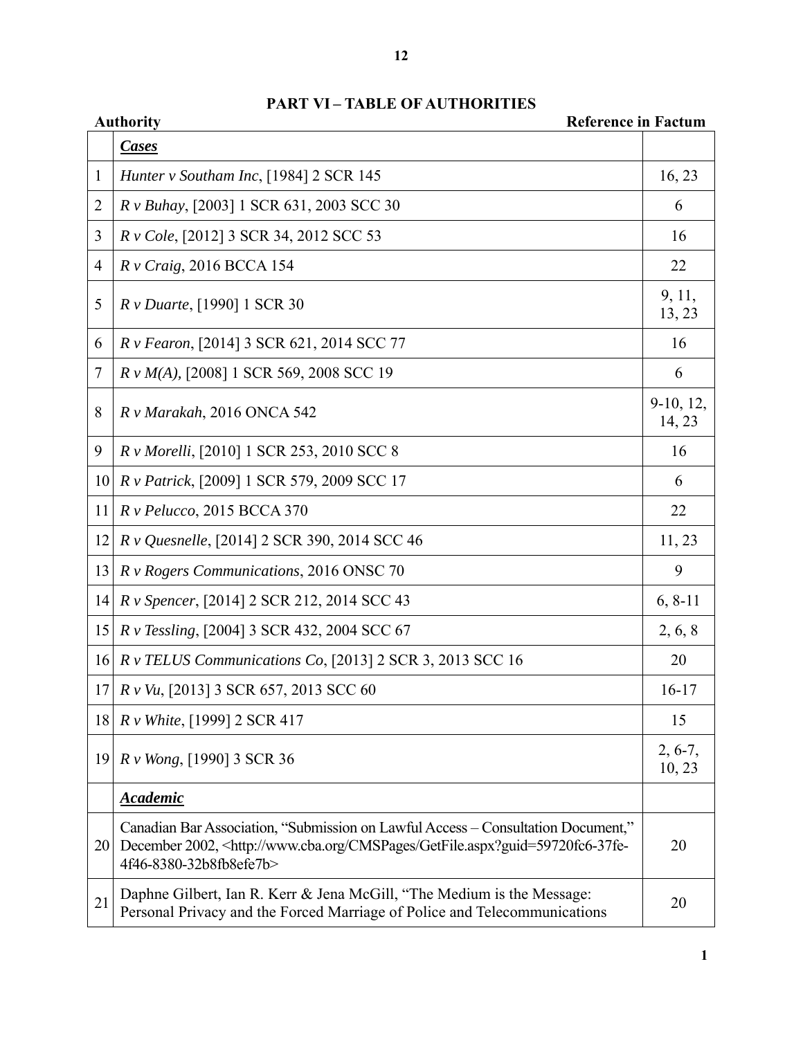## PART VI – TABLE OF AUTHORITIES

| | Authority | Reference in Factum |
|---|---|---|
| | ***Cases*** | |
| 1 | *Hunter v Southam Inc*, [1984] 2 SCR 145 | 16, 23 |
| 2 | *R v Buhay*, [2003] 1 SCR 631, 2003 SCC 30 | 6 |
| 3 | *R v Cole*, [2012] 3 SCR 34, 2012 SCC 53 | 16 |
| 4 | *R v Craig*, 2016 BCCA 154 | 22 |
| 5 | *R v Duarte*, [1990] 1 SCR 30 | 9, 11, 13, 23 |
| 6 | *R v Fearon*, [2014] 3 SCR 621, 2014 SCC 77 | 16 |
| 7 | *R v M(A),* [2008] 1 SCR 569, 2008 SCC 19 | 6 |
| 8 | *R v Marakah*, 2016 ONCA 542 | 9-10, 12, 14, 23 |
| 9 | *R v Morelli*, [2010] 1 SCR 253, 2010 SCC 8 | 16 |
| 10 | *R v Patrick*, [2009] 1 SCR 579, 2009 SCC 17 | 6 |
| 11 | *R v Pelucco*, 2015 BCCA 370 | 22 |
| 12 | *R v Quesnelle*, [2014] 2 SCR 390, 2014 SCC 46 | 11, 23 |
| 13 | *R v Rogers Communications*, 2016 ONSC 70 | 9 |
| 14 | *R v Spencer*, [2014] 2 SCR 212, 2014 SCC 43 | 6, 8-11 |
| 15 | *R v Tessling*, [2004] 3 SCR 432, 2004 SCC 67 | 2, 6, 8 |
| 16 | *R v TELUS Communications Co*, [2013] 2 SCR 3, 2013 SCC 16 | 20 |
| 17 | *R v Vu*, [2013] 3 SCR 657, 2013 SCC 60 | 16-17 |
| 18 | *R v White*, [1999] 2 SCR 417 | 15 |
| 19 | *R v Wong*, [1990] 3 SCR 36 | 2, 6-7, 10, 23 |
| | ***Academic*** | |
| 20 | Canadian Bar Association, "Submission on Lawful Access – Consultation Document," December 2002, <http://www.cba.org/CMSPages/GetFile.aspx?guid=59720fc6-37fe-4f46-8380-32b8fb8efe7b> | 20 |
| 21 | Daphne Gilbert, Ian R. Kerr & Jena McGill, "The Medium is the Message: Personal Privacy and the Forced Marriage of Police and Telecommunications | 20 |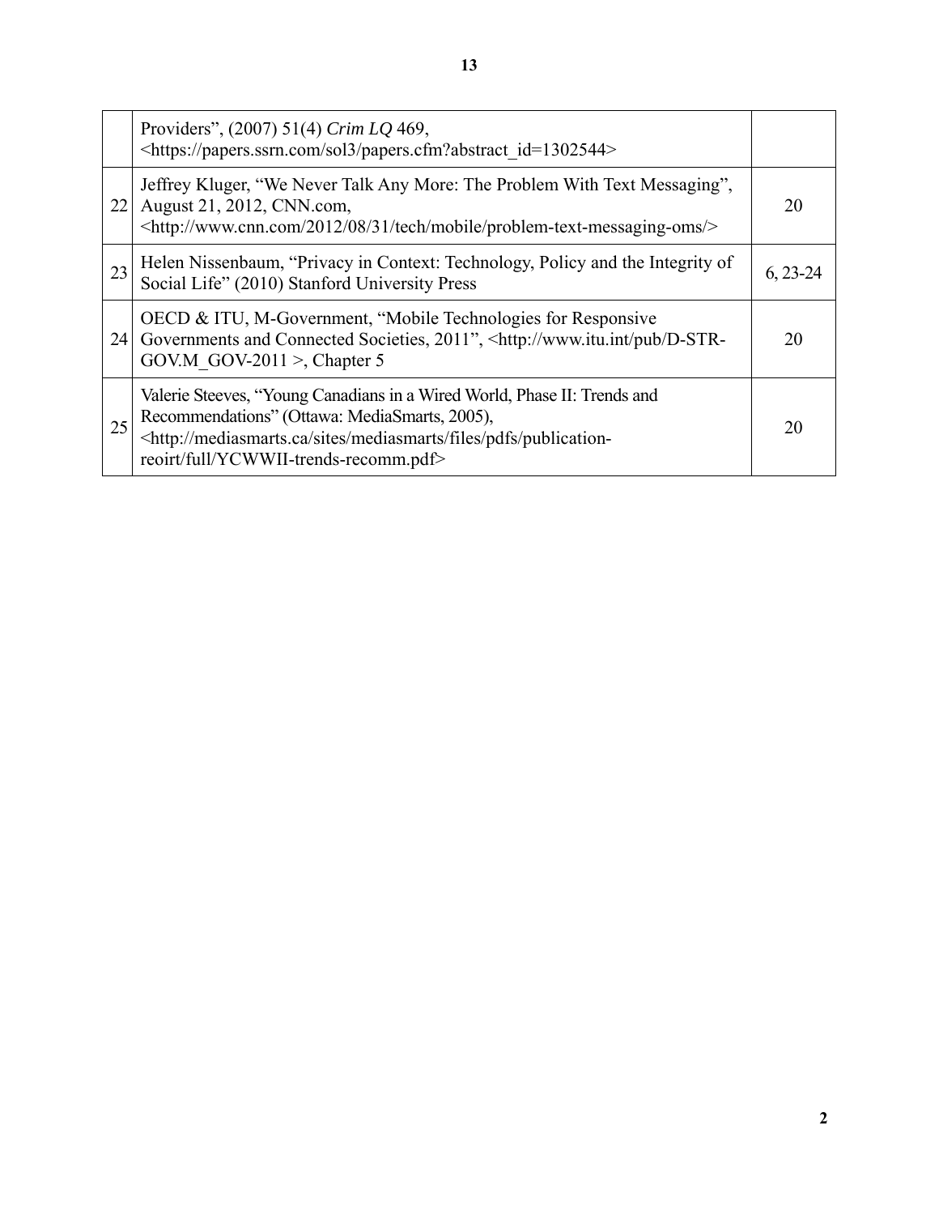| | | |
|---|---|---|
| | Providers", (2007) 51(4) *Crim LQ* 469, <https://papers.ssrn.com/sol3/papers.cfm?abstract_id=1302544> | |
| 22 | Jeffrey Kluger, "We Never Talk Any More: The Problem With Text Messaging", August 21, 2012, CNN.com, <http://www.cnn.com/2012/08/31/tech/mobile/problem-text-messaging-oms/> | 20 |
| 23 | Helen Nissenbaum, "Privacy in Context: Technology, Policy and the Integrity of Social Life" (2010) Stanford University Press | 6, 23-24 |
| 24 | OECD & ITU, M-Government, "Mobile Technologies for Responsive Governments and Connected Societies, 2011", <http://www.itu.int/pub/D-STR-GOV.M_GOV-2011 >, Chapter 5 | 20 |
| 25 | Valerie Steeves, "Young Canadians in a Wired World, Phase II: Trends and Recommendations" (Ottawa: MediaSmarts, 2005), <http://mediasmarts.ca/sites/mediasmarts/files/pdfs/publication-reoirt/full/YCWWII-trends-recomm.pdf> | 20 |